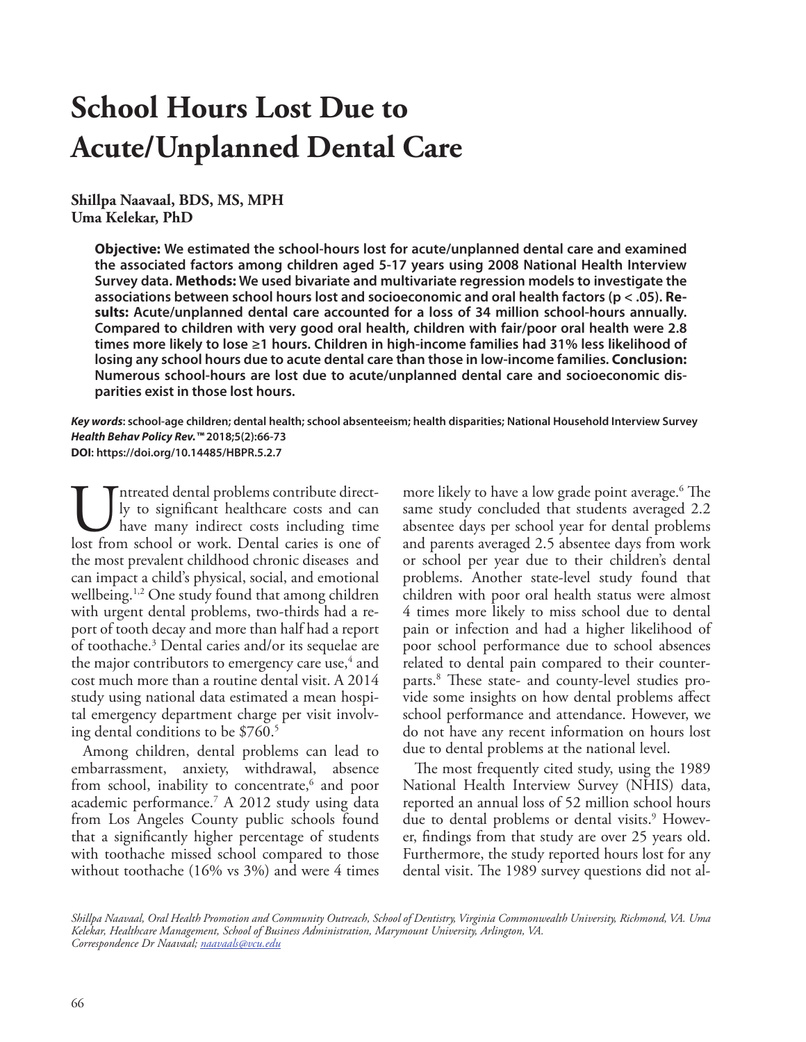# School Hours Lost Due to Acute/Unplanned Dental Care

**Shillpa Naavaal, BDS, MS, MPH**
**Uma Kelekar, PhD**

**Objective:** We estimated the school-hours lost for acute/unplanned dental care and examined the associated factors among children aged 5-17 years using 2008 National Health Interview Survey data. **Methods:** We used bivariate and multivariate regression models to investigate the associations between school hours lost and socioeconomic and oral health factors ($p < .05$). **Results:** Acute/unplanned dental care accounted for a loss of 34 million school-hours annually. Compared to children with very good oral health, children with fair/poor oral health were 2.8 times more likely to lose ≥1 hours. Children in high-income families had 31% less likelihood of losing any school hours due to acute dental care than those in low-income families. **Conclusion:** Numerous school-hours are lost due to acute/unplanned dental care and socioeconomic disparities exist in those lost hours.

***Key words*: school-age children; dental health; school absenteeism; health disparities; National Household Interview Survey**
***Health Behav Policy Rev.*™ 2018;5(2):66-73**
**DOI: https://doi.org/10.14485/HBPR.5.2.7**

Untreated dental problems contribute directly to significant healthcare costs and can have many indirect costs including time lost from school or work. Dental caries is one of the most prevalent childhood chronic diseases and can impact a child's physical, social, and emotional wellbeing.[1,2] One study found that among children with urgent dental problems, two-thirds had a report of tooth decay and more than half had a report of toothache.[3] Dental caries and/or its sequelae are the major contributors to emergency care use,[4] and cost much more than a routine dental visit. A 2014 study using national data estimated a mean hospital emergency department charge per visit involving dental conditions to be $760.[5]

Among children, dental problems can lead to embarrassment, anxiety, withdrawal, absence from school, inability to concentrate,[6] and poor academic performance.[7] A 2012 study using data from Los Angeles County public schools found that a significantly higher percentage of students with toothache missed school compared to those without toothache (16% vs 3%) and were 4 times more likely to have a low grade point average.[6] The same study concluded that students averaged 2.2 absentee days per school year for dental problems and parents averaged 2.5 absentee days from work or school per year due to their children's dental problems. Another state-level study found that children with poor oral health status were almost 4 times more likely to miss school due to dental pain or infection and had a higher likelihood of poor school performance due to school absences related to dental pain compared to their counterparts.[8] These state- and county-level studies provide some insights on how dental problems affect school performance and attendance. However, we do not have any recent information on hours lost due to dental problems at the national level.

The most frequently cited study, using the 1989 National Health Interview Survey (NHIS) data, reported an annual loss of 52 million school hours due to dental problems or dental visits.[9] However, findings from that study are over 25 years old. Furthermore, the study reported hours lost for any dental visit. The 1989 survey questions did not al-

*Shillpa Naavaal, Oral Health Promotion and Community Outreach, School of Dentistry, Virginia Commonwealth University, Richmond, VA. Uma Kelekar, Healthcare Management, School of Business Administration, Marymount University, Arlington, VA.*
*Correspondence Dr Naavaal; naavaals@vcu.edu*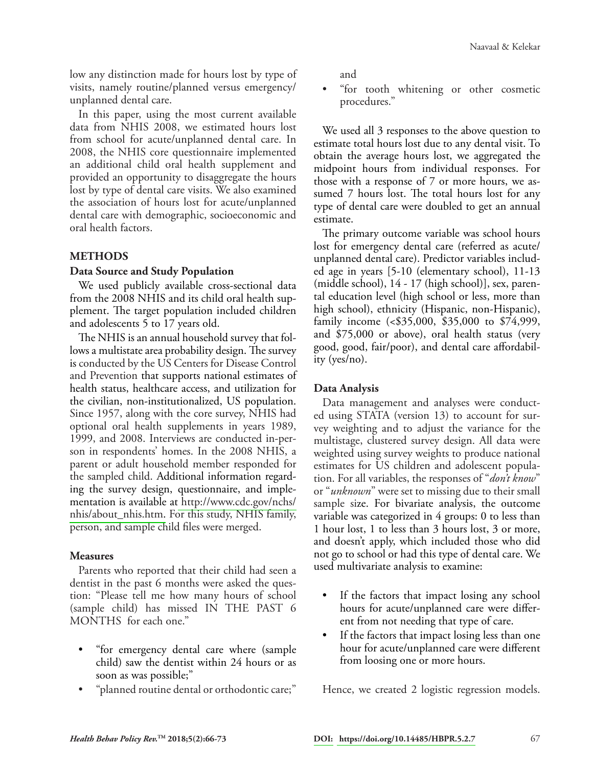low any distinction made for hours lost by type of visits, namely routine/planned versus emergency/unplanned dental care.

In this paper, using the most current available data from NHIS 2008, we estimated hours lost from school for acute/unplanned dental care. In 2008, the NHIS core questionnaire implemented an additional child oral health supplement and provided an opportunity to disaggregate the hours lost by type of dental care visits. We also examined the association of hours lost for acute/unplanned dental care with demographic, socioeconomic and oral health factors.

## METHODS

### Data Source and Study Population

We used publicly available cross-sectional data from the 2008 NHIS and its child oral health supplement. The target population included children and adolescents 5 to 17 years old.

The NHIS is an annual household survey that follows a multistate area probability design. The survey is conducted by the US Centers for Disease Control and Prevention that supports national estimates of health status, healthcare access, and utilization for the civilian, non-institutionalized, US population. Since 1957, along with the core survey, NHIS had optional oral health supplements in years 1989, 1999, and 2008. Interviews are conducted in-person in respondents' homes. In the 2008 NHIS, a parent or adult household member responded for the sampled child. Additional information regarding the survey design, questionnaire, and implementation is available at http://www.cdc.gov/nchs/nhis/about_nhis.htm. For this study, NHIS family, person, and sample child files were merged.

### Measures

Parents who reported that their child had seen a dentist in the past 6 months were asked the question: "Please tell me how many hours of school (sample child) has missed IN THE PAST 6 MONTHS for each one."

- "for emergency dental care where (sample child) saw the dentist within 24 hours or as soon as was possible;"
- "planned routine dental or orthodontic care;" and
- "for tooth whitening or other cosmetic procedures."

We used all 3 responses to the above question to estimate total hours lost due to any dental visit. To obtain the average hours lost, we aggregated the midpoint hours from individual responses. For those with a response of 7 or more hours, we assumed 7 hours lost. The total hours lost for any type of dental care were doubled to get an annual estimate.

The primary outcome variable was school hours lost for emergency dental care (referred as acute/unplanned dental care). Predictor variables included age in years [5-10 (elementary school), 11-13 (middle school), 14 - 17 (high school)], sex, parental education level (high school or less, more than high school), ethnicity (Hispanic, non-Hispanic), family income (<$35,000, $35,000 to $74,999, and $75,000 or above), oral health status (very good, good, fair/poor), and dental care affordability (yes/no).

### Data Analysis

Data management and analyses were conducted using STATA (version 13) to account for survey weighting and to adjust the variance for the multistage, clustered survey design. All data were weighted using survey weights to produce national estimates for US children and adolescent population. For all variables, the responses of "*don't know*" or "*unknown*" were set to missing due to their small sample size. For bivariate analysis, the outcome variable was categorized in 4 groups: 0 to less than 1 hour lost, 1 to less than 3 hours lost, 3 or more, and doesn't apply, which included those who did not go to school or had this type of dental care. We used multivariate analysis to examine:

- If the factors that impact losing any school hours for acute/unplanned care were different from not needing that type of care.
- If the factors that impact losing less than one hour for acute/unplanned care were different from loosing one or more hours.

Hence, we created 2 logistic regression models.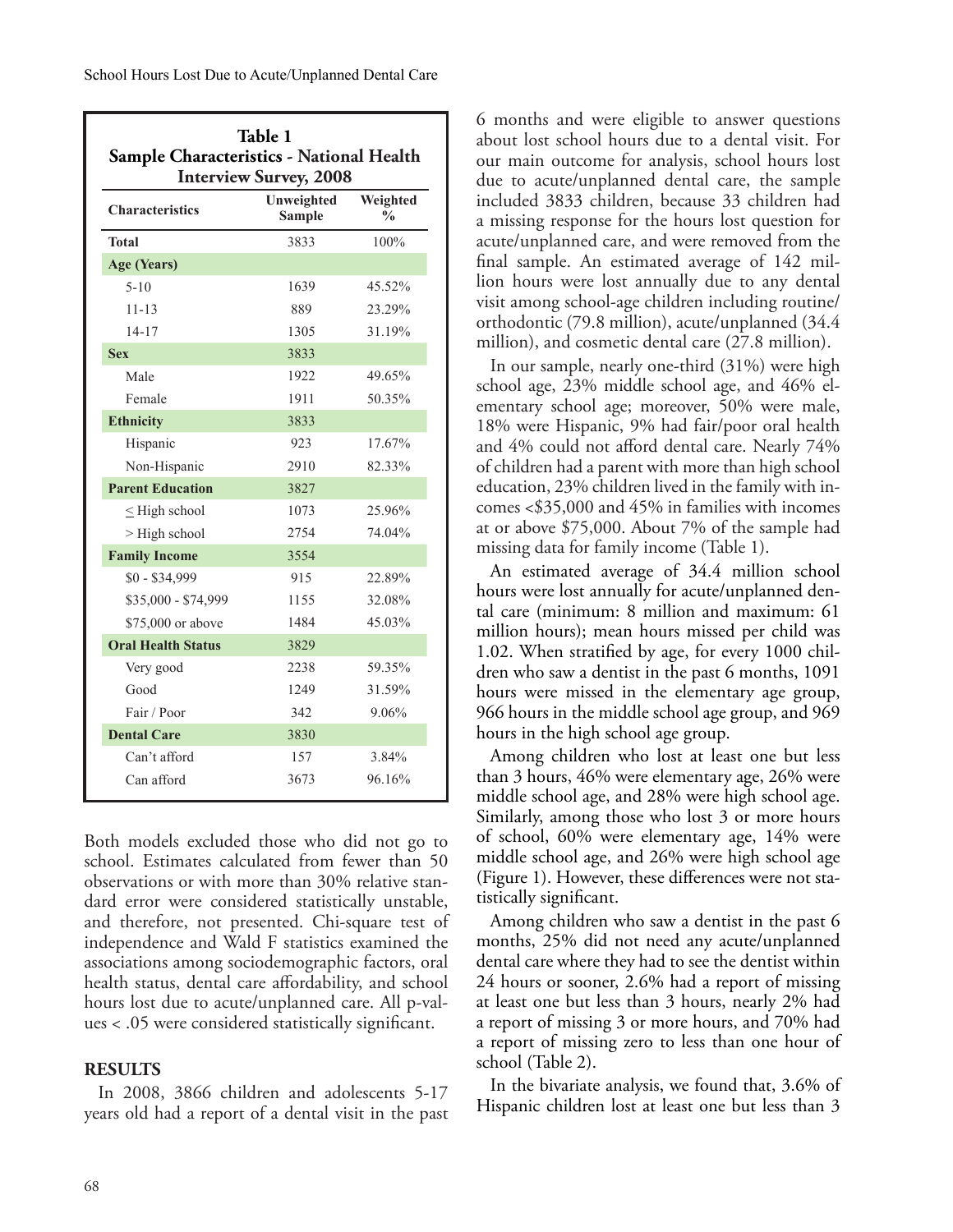**Table 1**
**Sample Characteristics - National Health Interview Survey, 2008**

| Characteristics | Unweighted Sample | Weighted % |
|---|---|---|
| **Total** | 3833 | 100% |
| **Age (Years)** | | |
| 5-10 | 1639 | 45.52% |
| 11-13 | 889 | 23.29% |
| 14-17 | 1305 | 31.19% |
| **Sex** | 3833 | |
| Male | 1922 | 49.65% |
| Female | 1911 | 50.35% |
| **Ethnicity** | 3833 | |
| Hispanic | 923 | 17.67% |
| Non-Hispanic | 2910 | 82.33% |
| **Parent Education** | 3827 | |
| ≤ High school | 1073 | 25.96% |
| > High school | 2754 | 74.04% |
| **Family Income** | 3554 | |
| $0 - $34,999 | 915 | 22.89% |
| $35,000 - $74,999 | 1155 | 32.08% |
| $75,000 or above | 1484 | 45.03% |
| **Oral Health Status** | 3829 | |
| Very good | 2238 | 59.35% |
| Good | 1249 | 31.59% |
| Fair / Poor | 342 | 9.06% |
| **Dental Care** | 3830 | |
| Can't afford | 157 | 3.84% |
| Can afford | 3673 | 96.16% |

Both models excluded those who did not go to school. Estimates calculated from fewer than 50 observations or with more than 30% relative standard error were considered statistically unstable, and therefore, not presented. Chi-square test of independence and Wald F statistics examined the associations among sociodemographic factors, oral health status, dental care affordability, and school hours lost due to acute/unplanned care. All p-values < .05 were considered statistically significant.

## RESULTS

In 2008, 3866 children and adolescents 5-17 years old had a report of a dental visit in the past 6 months and were eligible to answer questions about lost school hours due to a dental visit. For our main outcome for analysis, school hours lost due to acute/unplanned dental care, the sample included 3833 children, because 33 children had a missing response for the hours lost question for acute/unplanned care, and were removed from the final sample. An estimated average of 142 million hours were lost annually due to any dental visit among school-age children including routine/orthodontic (79.8 million), acute/unplanned (34.4 million), and cosmetic dental care (27.8 million).

In our sample, nearly one-third (31%) were high school age, 23% middle school age, and 46% elementary school age; moreover, 50% were male, 18% were Hispanic, 9% had fair/poor oral health and 4% could not afford dental care. Nearly 74% of children had a parent with more than high school education, 23% children lived in the family with incomes <$35,000 and 45% in families with incomes at or above $75,000. About 7% of the sample had missing data for family income (Table 1).

An estimated average of 34.4 million school hours were lost annually for acute/unplanned dental care (minimum: 8 million and maximum: 61 million hours); mean hours missed per child was 1.02. When stratified by age, for every 1000 children who saw a dentist in the past 6 months, 1091 hours were missed in the elementary age group, 966 hours in the middle school age group, and 969 hours in the high school age group.

Among children who lost at least one but less than 3 hours, 46% were elementary age, 26% were middle school age, and 28% were high school age. Similarly, among those who lost 3 or more hours of school, 60% were elementary age, 14% were middle school age, and 26% were high school age (Figure 1). However, these differences were not statistically significant.

Among children who saw a dentist in the past 6 months, 25% did not need any acute/unplanned dental care where they had to see the dentist within 24 hours or sooner, 2.6% had a report of missing at least one but less than 3 hours, nearly 2% had a report of missing 3 or more hours, and 70% had a report of missing zero to less than one hour of school (Table 2).

In the bivariate analysis, we found that, 3.6% of Hispanic children lost at least one but less than 3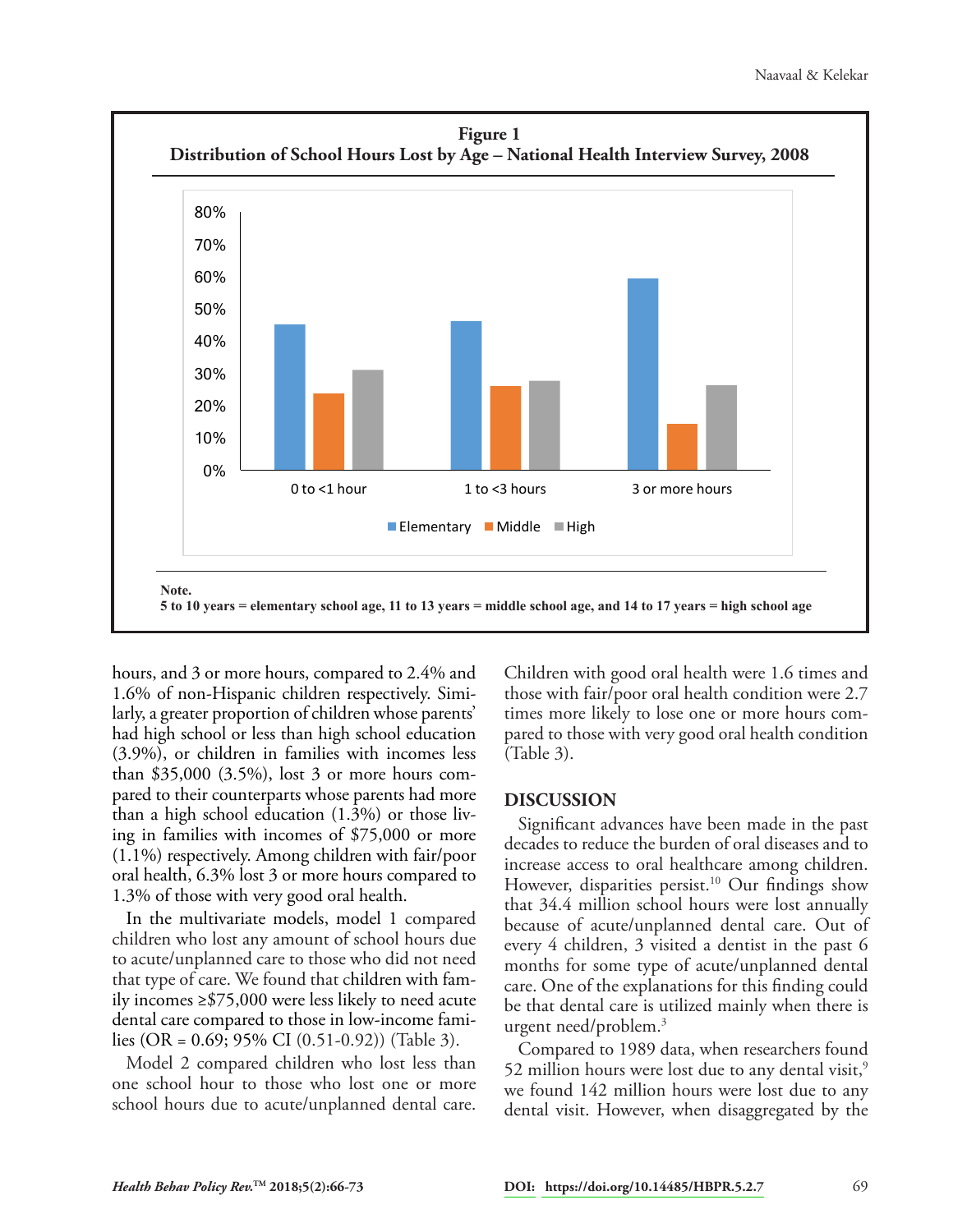**Figure 1**
**Distribution of School Hours Lost by Age – National Health Interview Survey, 2008**

**Note.**
**5 to 10 years = elementary school age, 11 to 13 years = middle school age, and 14 to 17 years = high school age**

hours, and 3 or more hours, compared to 2.4% and 1.6% of non-Hispanic children respectively. Similarly, a greater proportion of children whose parents' had high school or less than high school education (3.9%), or children in families with incomes less than \$35,000 (3.5%), lost 3 or more hours compared to their counterparts whose parents had more than a high school education (1.3%) or those living in families with incomes of \$75,000 or more (1.1%) respectively. Among children with fair/poor oral health, 6.3% lost 3 or more hours compared to 1.3% of those with very good oral health.

In the multivariate models, model 1 compared children who lost any amount of school hours due to acute/unplanned care to those who did not need that type of care. We found that children with family incomes ≥\$75,000 were less likely to need acute dental care compared to those in low-income families (OR = 0.69; 95% CI (0.51-0.92)) (Table 3).

Model 2 compared children who lost less than one school hour to those who lost one or more school hours due to acute/unplanned dental care. Children with good oral health were 1.6 times and those with fair/poor oral health condition were 2.7 times more likely to lose one or more hours compared to those with very good oral health condition (Table 3).

## DISCUSSION

Significant advances have been made in the past decades to reduce the burden of oral diseases and to increase access to oral healthcare among children. However, disparities persist.[10] Our findings show that 34.4 million school hours were lost annually because of acute/unplanned dental care. Out of every 4 children, 3 visited a dentist in the past 6 months for some type of acute/unplanned dental care. One of the explanations for this finding could be that dental care is utilized mainly when there is urgent need/problem.[3]

Compared to 1989 data, when researchers found 52 million hours were lost due to any dental visit,[9] we found 142 million hours were lost due to any dental visit. However, when disaggregated by the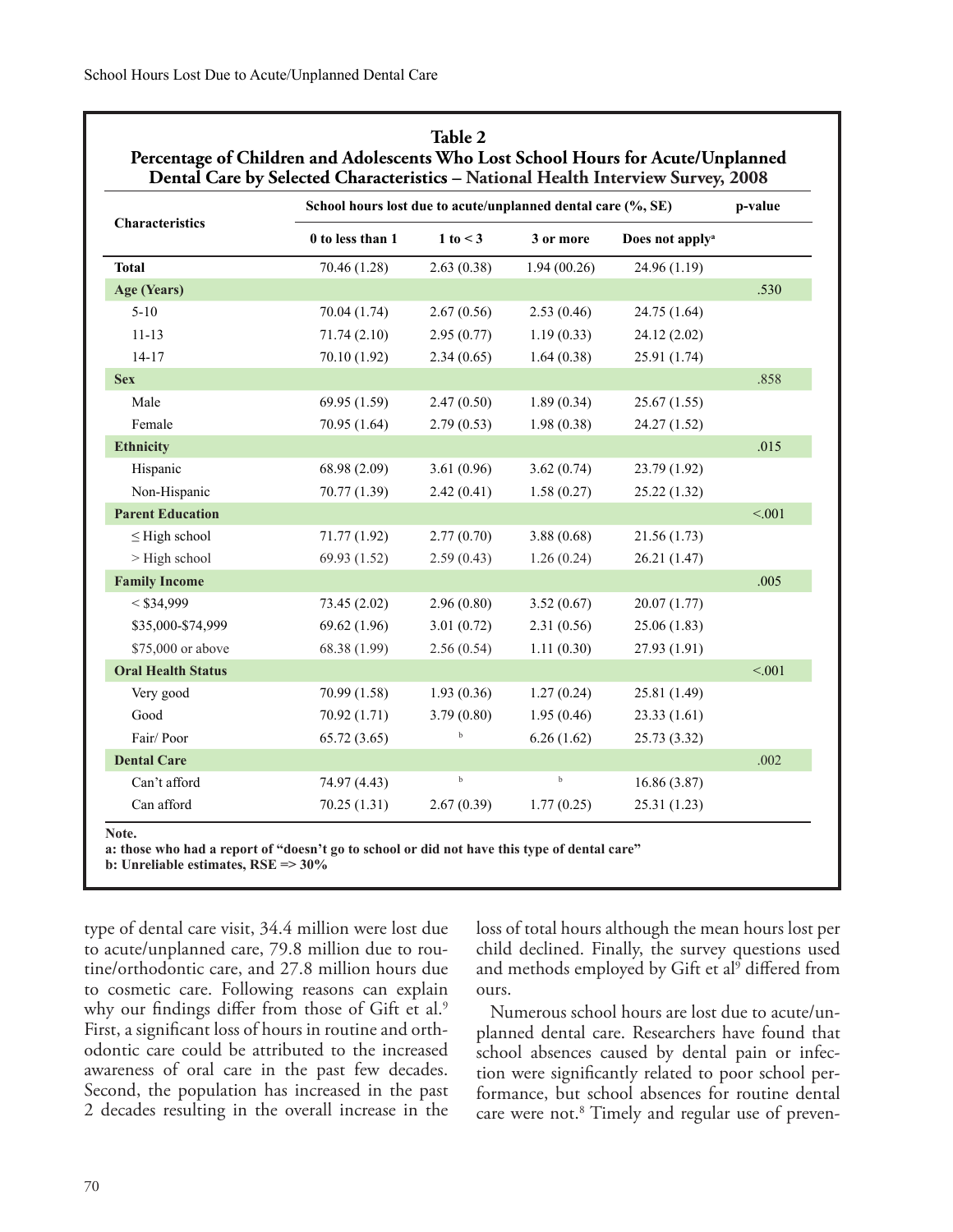**Table 2**
**Percentage of Children and Adolescents Who Lost School Hours for Acute/Unplanned Dental Care by Selected Characteristics – National Health Interview Survey, 2008**

| Characteristics | School hours lost due to acute/unplanned dental care (%, SE) | | | | p-value |
|---|---|---|---|---|---|
| | 0 to less than 1 | 1 to < 3 | 3 or more | Does not apply[a] | |
| **Total** | 70.46 (1.28) | 2.63 (0.38) | 1.94 (00.26) | 24.96 (1.19) | |
| **Age (Years)** | | | | | .530 |
| 5-10 | 70.04 (1.74) | 2.67 (0.56) | 2.53 (0.46) | 24.75 (1.64) | |
| 11-13 | 71.74 (2.10) | 2.95 (0.77) | 1.19 (0.33) | 24.12 (2.02) | |
| 14-17 | 70.10 (1.92) | 2.34 (0.65) | 1.64 (0.38) | 25.91 (1.74) | |
| **Sex** | | | | | .858 |
| Male | 69.95 (1.59) | 2.47 (0.50) | 1.89 (0.34) | 25.67 (1.55) | |
| Female | 70.95 (1.64) | 2.79 (0.53) | 1.98 (0.38) | 24.27 (1.52) | |
| **Ethnicity** | | | | | .015 |
| Hispanic | 68.98 (2.09) | 3.61 (0.96) | 3.62 (0.74) | 23.79 (1.92) | |
| Non-Hispanic | 70.77 (1.39) | 2.42 (0.41) | 1.58 (0.27) | 25.22 (1.32) | |
| **Parent Education** | | | | | <.001 |
| ≤ High school | 71.77 (1.92) | 2.77 (0.70) | 3.88 (0.68) | 21.56 (1.73) | |
| > High school | 69.93 (1.52) | 2.59 (0.43) | 1.26 (0.24) | 26.21 (1.47) | |
| **Family Income** | | | | | .005 |
| < $34,999 | 73.45 (2.02) | 2.96 (0.80) | 3.52 (0.67) | 20.07 (1.77) | |
| $35,000-$74,999 | 69.62 (1.96) | 3.01 (0.72) | 2.31 (0.56) | 25.06 (1.83) | |
| $75,000 or above | 68.38 (1.99) | 2.56 (0.54) | 1.11 (0.30) | 27.93 (1.91) | |
| **Oral Health Status** | | | | | <.001 |
| Very good | 70.99 (1.58) | 1.93 (0.36) | 1.27 (0.24) | 25.81 (1.49) | |
| Good | 70.92 (1.71) | 3.79 (0.80) | 1.95 (0.46) | 23.33 (1.61) | |
| Fair/ Poor | 65.72 (3.65) | [b] | 6.26 (1.62) | 25.73 (3.32) | |
| **Dental Care** | | | | | .002 |
| Can't afford | 74.97 (4.43) | [b] | [b] | 16.86 (3.87) | |
| Can afford | 70.25 (1.31) | 2.67 (0.39) | 1.77 (0.25) | 25.31 (1.23) | |

**Note.**
**a: those who had a report of "doesn't go to school or did not have this type of dental care"**
**b: Unreliable estimates, RSE => 30%**

type of dental care visit, 34.4 million were lost due to acute/unplanned care, 79.8 million due to routine/orthodontic care, and 27.8 million hours due to cosmetic care. Following reasons can explain why our findings differ from those of Gift et al.[9] First, a significant loss of hours in routine and orthodontic care could be attributed to the increased awareness of oral care in the past few decades. Second, the population has increased in the past 2 decades resulting in the overall increase in the loss of total hours although the mean hours lost per child declined. Finally, the survey questions used and methods employed by Gift et al[9] differed from ours.

Numerous school hours are lost due to acute/unplanned dental care. Researchers have found that school absences caused by dental pain or infection were significantly related to poor school performance, but school absences for routine dental care were not.[8] Timely and regular use of preven-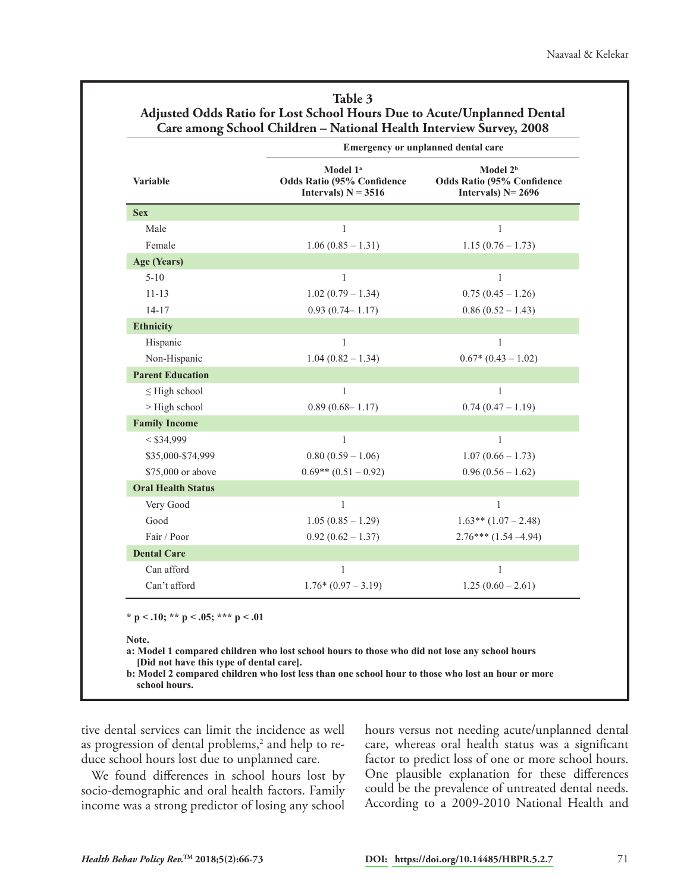**Table 3**
**Adjusted Odds Ratio for Lost School Hours Due to Acute/Unplanned Dental Care among School Children – National Health Interview Survey, 2008**

| Variable | Emergency or unplanned dental care Model 1[a] Odds Ratio (95% Confidence Intervals) N = 3516 | Model 2[b] Odds Ratio (95% Confidence Intervals) N= 2696 |
|---|---|---|
| **Sex** | | |
| Male | 1 | 1 |
| Female | 1.06 (0.85 – 1.31) | 1.15 (0.76 – 1.73) |
| **Age (Years)** | | |
| 5-10 | 1 | 1 |
| 11-13 | 1.02 (0.79 – 1.34) | 0.75 (0.45 – 1.26) |
| 14-17 | 0.93 (0.74– 1.17) | 0.86 (0.52 – 1.43) |
| **Ethnicity** | | |
| Hispanic | 1 | 1 |
| Non-Hispanic | 1.04 (0.82 – 1.34) | 0.67* (0.43 – 1.02) |
| **Parent Education** | | |
| ≤ High school | 1 | 1 |
| > High school | 0.89 (0.68– 1.17) | 0.74 (0.47 – 1.19) |
| **Family Income** | | |
| < $34,999 | 1 | 1 |
| $35,000-$74,999 | 0.80 (0.59 – 1.06) | 1.07 (0.66 – 1.73) |
| $75,000 or above | 0.69** (0.51 – 0.92) | 0.96 (0.56 – 1.62) |
| **Oral Health Status** | | |
| Very Good | 1 | 1 |
| Good | 1.05 (0.85 – 1.29) | 1.63** (1.07 – 2.48) |
| Fair / Poor | 0.92 (0.62 – 1.37) | 2.76*** (1.54 –4.94) |
| **Dental Care** | | |
| Can afford | 1 | 1 |
| Can't afford | 1.76* (0.97 – 3.19) | 1.25 (0.60 – 2.61) |

**\* p < .10; \*\* p < .05; \*\*\* p < .01**

**Note.**
**a: Model 1 compared children who lost school hours to those who did not lose any school hours [Did not have this type of dental care].**
**b: Model 2 compared children who lost less than one school hour to those who lost an hour or more school hours.**

tive dental services can limit the incidence as well as progression of dental problems,[2] and help to reduce school hours lost due to unplanned care.

We found differences in school hours lost by socio-demographic and oral health factors. Family income was a strong predictor of losing any school hours versus not needing acute/unplanned dental care, whereas oral health status was a significant factor to predict loss of one or more school hours. One plausible explanation for these differences could be the prevalence of untreated dental needs. According to a 2009-2010 National Health and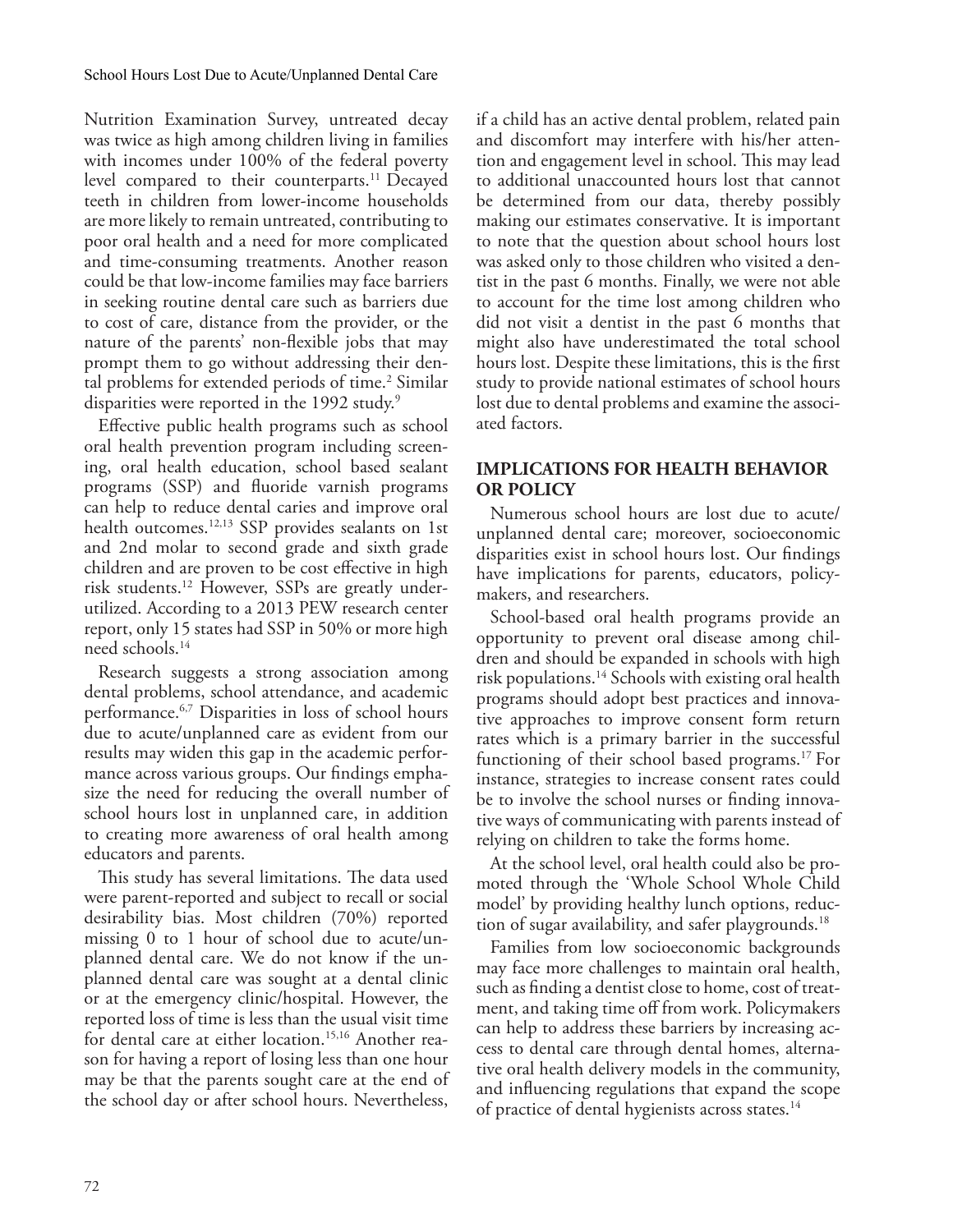Nutrition Examination Survey, untreated decay was twice as high among children living in families with incomes under 100% of the federal poverty level compared to their counterparts.[11] Decayed teeth in children from lower-income households are more likely to remain untreated, contributing to poor oral health and a need for more complicated and time-consuming treatments. Another reason could be that low-income families may face barriers in seeking routine dental care such as barriers due to cost of care, distance from the provider, or the nature of the parents' non-flexible jobs that may prompt them to go without addressing their dental problems for extended periods of time.[2] Similar disparities were reported in the 1992 study.[9]

Effective public health programs such as school oral health prevention program including screening, oral health education, school based sealant programs (SSP) and fluoride varnish programs can help to reduce dental caries and improve oral health outcomes.[12,13] SSP provides sealants on 1st and 2nd molar to second grade and sixth grade children and are proven to be cost effective in high risk students.[12] However, SSPs are greatly underutilized. According to a 2013 PEW research center report, only 15 states had SSP in 50% or more high need schools.[14]

Research suggests a strong association among dental problems, school attendance, and academic performance.[6,7] Disparities in loss of school hours due to acute/unplanned care as evident from our results may widen this gap in the academic performance across various groups. Our findings emphasize the need for reducing the overall number of school hours lost in unplanned care, in addition to creating more awareness of oral health among educators and parents.

This study has several limitations. The data used were parent-reported and subject to recall or social desirability bias. Most children (70%) reported missing 0 to 1 hour of school due to acute/unplanned dental care. We do not know if the unplanned dental care was sought at a dental clinic or at the emergency clinic/hospital. However, the reported loss of time is less than the usual visit time for dental care at either location.[15,16] Another reason for having a report of losing less than one hour may be that the parents sought care at the end of the school day or after school hours. Nevertheless, if a child has an active dental problem, related pain and discomfort may interfere with his/her attention and engagement level in school. This may lead to additional unaccounted hours lost that cannot be determined from our data, thereby possibly making our estimates conservative. It is important to note that the question about school hours lost was asked only to those children who visited a dentist in the past 6 months. Finally, we were not able to account for the time lost among children who did not visit a dentist in the past 6 months that might also have underestimated the total school hours lost. Despite these limitations, this is the first study to provide national estimates of school hours lost due to dental problems and examine the associated factors.

## IMPLICATIONS FOR HEALTH BEHAVIOR OR POLICY

Numerous school hours are lost due to acute/unplanned dental care; moreover, socioeconomic disparities exist in school hours lost. Our findings have implications for parents, educators, policymakers, and researchers.

School-based oral health programs provide an opportunity to prevent oral disease among children and should be expanded in schools with high risk populations.[14] Schools with existing oral health programs should adopt best practices and innovative approaches to improve consent form return rates which is a primary barrier in the successful functioning of their school based programs.[17] For instance, strategies to increase consent rates could be to involve the school nurses or finding innovative ways of communicating with parents instead of relying on children to take the forms home.

At the school level, oral health could also be promoted through the 'Whole School Whole Child model' by providing healthy lunch options, reduction of sugar availability, and safer playgrounds.[18]

Families from low socioeconomic backgrounds may face more challenges to maintain oral health, such as finding a dentist close to home, cost of treatment, and taking time off from work. Policymakers can help to address these barriers by increasing access to dental care through dental homes, alternative oral health delivery models in the community, and influencing regulations that expand the scope of practice of dental hygienists across states.[14]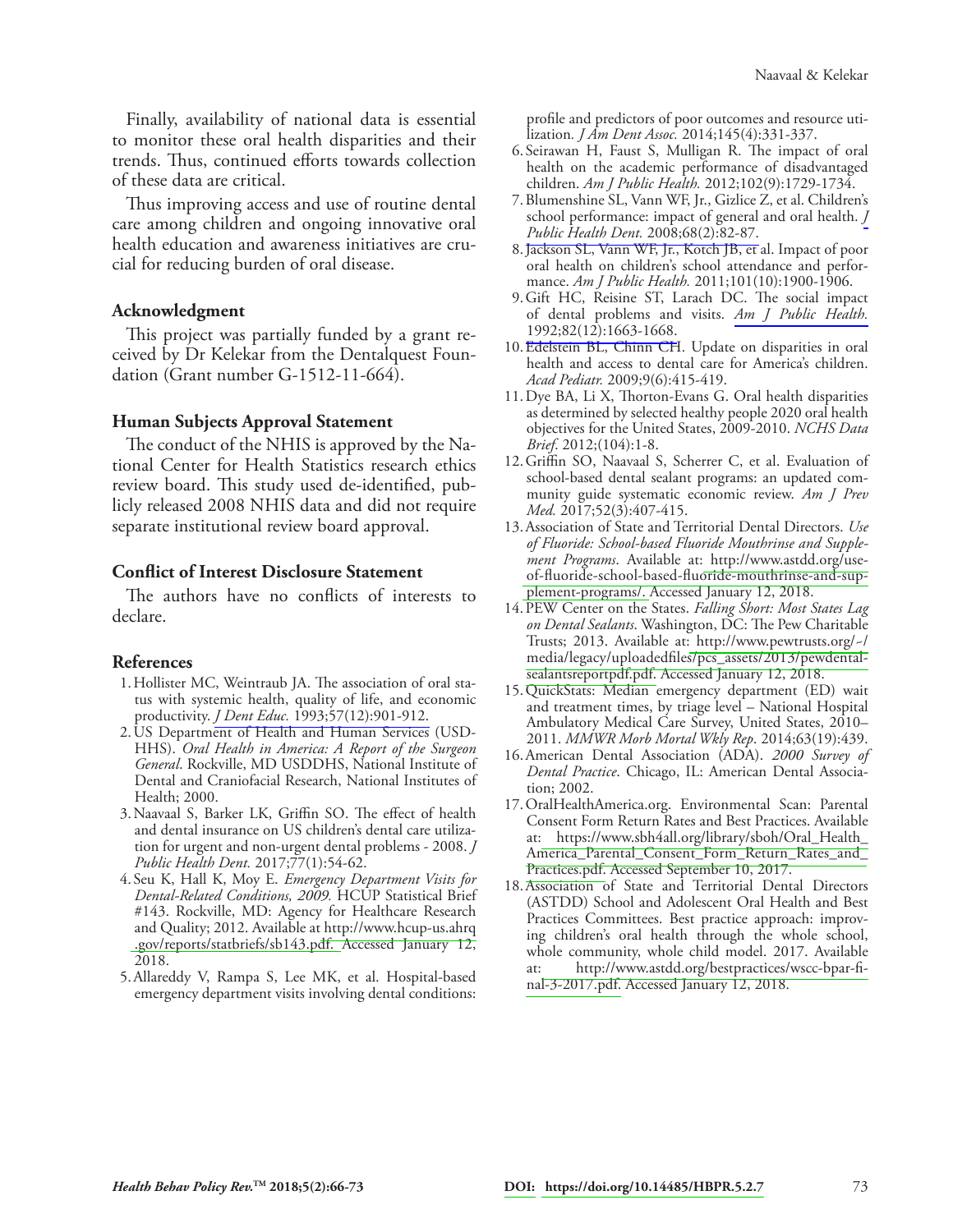Finally, availability of national data is essential to monitor these oral health disparities and their trends. Thus, continued efforts towards collection of these data are critical.

Thus improving access and use of routine dental care among children and ongoing innovative oral health education and awareness initiatives are crucial for reducing burden of oral disease.

### Acknowledgment

This project was partially funded by a grant received by Dr Kelekar from the Dentalquest Foundation (Grant number G-1512-11-664).

### Human Subjects Approval Statement

The conduct of the NHIS is approved by the National Center for Health Statistics research ethics review board. This study used de-identified, publicly released 2008 NHIS data and did not require separate institutional review board approval.

### Conflict of Interest Disclosure Statement

The authors have no conflicts of interests to declare.

### References

1. Hollister MC, Weintraub JA. The association of oral status with systemic health, quality of life, and economic productivity. *J Dent Educ.* 1993;57(12):901-912.
2. US Department of Health and Human Services (USDHHS). *Oral Health in America: A Report of the Surgeon General*. Rockville, MD USDDHS, National Institute of Dental and Craniofacial Research, National Institutes of Health; 2000.
3. Naavaal S, Barker LK, Griffin SO. The effect of health and dental insurance on US children's dental care utilization for urgent and non-urgent dental problems - 2008. *J Public Health Dent.* 2017;77(1):54-62.
4. Seu K, Hall K, Moy E. *Emergency Department Visits for Dental-Related Conditions, 2009.* HCUP Statistical Brief #143. Rockville, MD: Agency for Healthcare Research and Quality; 2012. Available at http://www.hcup-us.ahrq.gov/reports/statbriefs/sb143.pdf. Accessed January 12, 2018.
5. Allareddy V, Rampa S, Lee MK, et al. Hospital-based emergency department visits involving dental conditions: profile and predictors of poor outcomes and resource utilization. *J Am Dent Assoc.* 2014;145(4):331-337.
6. Seirawan H, Faust S, Mulligan R. The impact of oral health on the academic performance of disadvantaged children. *Am J Public Health.* 2012;102(9):1729-1734.
7. Blumenshine SL, Vann WF, Jr., Gizlice Z, et al. Children's school performance: impact of general and oral health. *J Public Health Dent.* 2008;68(2):82-87.
8. Jackson SL, Vann WF, Jr., Kotch JB, et al. Impact of poor oral health on children's school attendance and performance. *Am J Public Health.* 2011;101(10):1900-1906.
9. Gift HC, Reisine ST, Larach DC. The social impact of dental problems and visits. *Am J Public Health.* 1992;82(12):1663-1668.
10. Edelstein BL, Chinn CH. Update on disparities in oral health and access to dental care for America's children. *Acad Pediatr.* 2009;9(6):415-419.
11. Dye BA, Li X, Thorton-Evans G. Oral health disparities as determined by selected healthy people 2020 oral health objectives for the United States, 2009-2010. *NCHS Data Brief.* 2012;(104):1-8.
12. Griffin SO, Naavaal S, Scherrer C, et al. Evaluation of school-based dental sealant programs: an updated community guide systematic economic review. *Am J Prev Med.* 2017;52(3):407-415.
13. Association of State and Territorial Dental Directors. *Use of Fluoride: School-based Fluoride Mouthrinse and Supplement Programs*. Available at: http://www.astdd.org/use-of-fluoride-school-based-fluoride-mouthrinse-and-supplement-programs/. Accessed January 12, 2018.
14. PEW Center on the States. *Falling Short: Most States Lag on Dental Sealants*. Washington, DC: The Pew Charitable Trusts; 2013. Available at: http://www.pewtrusts.org/~/media/legacy/uploadedfiles/pcs_assets/2013/pewdentalsealantsreportpdf.pdf. Accessed January 12, 2018.
15. QuickStats: Median emergency department (ED) wait and treatment times, by triage level – National Hospital Ambulatory Medical Care Survey, United States, 2010–2011. *MMWR Morb Mortal Wkly Rep*. 2014;63(19):439.
16. American Dental Association (ADA). *2000 Survey of Dental Practice*. Chicago, IL: American Dental Association; 2002.
17. OralHealthAmerica.org. Environmental Scan: Parental Consent Form Return Rates and Best Practices. Available at: https://www.sbh4all.org/library/sboh/Oral_Health_America_Parental_Consent_Form_Return_Rates_and_Practices.pdf. Accessed September 10, 2017.
18. Association of State and Territorial Dental Directors (ASTDD) School and Adolescent Oral Health and Best Practices Committees. Best practice approach: improving children's oral health through the whole school, whole community, whole child model. 2017. Available at: http://www.astdd.org/bestpractices/wscc-bpar-final-3-2017.pdf. Accessed January 12, 2018.